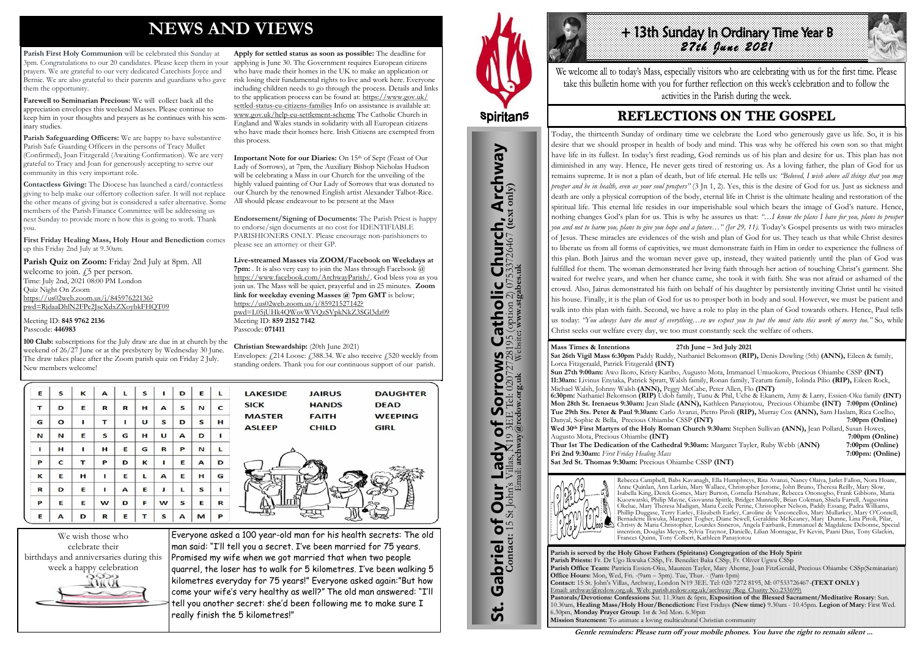# NEWS AND VIEWS

**Parish First Holy Communion** will be celebrated this Sunday at 3pm. Congratulations to our 20 candidates. Please keep them in your prayers. We are grateful to our very dedicated Catechists Joyce and Bernie. We are also grateful to their parents and guardians who gave them the opportunity.

**Farewell to Seminarian Precious:** We will collect back all the appreciation envelopes this weekend Masses. Please continue to keep him in your thoughts and prayers as he continues with his seminary studies.

**Parish Safeguarding Officers:** We are happy to have substantive Parish Safe Guarding Officers in the persons of Tracy Mullet (Confirmed), Joan Fitzgerald (Awaiting Confirmation). We are very grateful to Tracy and Joan for generously accepting to serve our community in this very important role.

**Contactless Giving:** The Diocese has launched a card/contactless giving to help make our offertory collection safer. It will not replace the other means of giving but is considered a safer alternative. Some members of the Parish Finance Committee will be addressing us next Sunday to provide more n how this is going to work. Thank you.

**First Friday Healing Mass, Holy Hour and Benediction** comes up this Friday 2nd July at 9.30am.

**Parish Quiz on Zoom:** Friday 2nd July at 8pm. All welcome to join. £5 per person.
Time: July 2nd, 2021 08:00 PM London
Quiz Night On Zoom
https://us02web.zoom.us/j/84597622136?pwd=RjdaaDhlN2FPc2JseXdxZXoybkFHQT09

Meeting ID: **845 9762 2136**
Passcode: **446983**

**100 Club:** subscriptions for the July draw are due in at church by the weekend of 26/27 June or at the presbytery by Wednesday 30 June. The draw takes place after the Zoom parish quiz on Friday 2 July. New members welcome!

**Apply for settled status as soon as possible:** The deadline for applying is June 30. The Government requires European citizens who have made their homes in the UK to make an application or risk losing their fundamental rights to live and work here. Everyone including children needs to go through the process. Details and links to the application process can be found at: https://www.gov.uk/settled-status-eu-citizens-families Info on assistance is available at: www.gov.uk/help-eu-settlement-scheme The Catholic Church in England and Wales stands in solidarity with all European citizens who have made their homes here. Irish Citizens are exempted from this process.

**Important Note for our Diaries:** On 15th of Sept (Feast of Our Lady of Sorrows), at 7pm, the Auxiliary Bishop Nicholas Hudson will be celebrating a Mass in our Church for the unveiling of the highly valued painting of Our Lady of Sorrows that was donated to our Church by the renowned English artist Alexander Talbot-Rice. All should please endeavour to be present at the Mass

**Endorsement/Signing of Documents:** The Parish Priest is happy to endorse/sign documents at no cost for IDENTIFIABLE PARISHIONERS ONLY. Please encourage non-parishioners to please see an attorney or their GP.

**Live-streamed Masses via ZOOM/Facebook on Weekdays at 7pm:** . It is also very easy to join the Mass through Facebook @ https://www.facebook.com/ArchwayParish/. God bless you as you join us. The Mass will be quiet, prayerful and in 25 minutes. **Zoom link for weekday evening Masses @ 7pm GMT** is below; https://us02web.zoom.us/j/85921527142?pwd=L05jUHk4QWovWVQzSVpkNkZ3SGl3dz09
Meeting ID: **859 2152 7142**
Passcode: **071411**

**Christian Stewardship:** (20th June 2021)
Envelopes: £214 Loose: £388.34. We also receive £520 weekly from standing orders. Thank you for our continuous support of our parish.

| E | S | K | A | L | S | I | D | E | L |
|---|---|---|---|---|---|---|---|---|---|
| T | D | E | R | R | H | A | S | N | C |
| G | O | I | T | I | U | S | D | S | H |
| N | N | E | S | G | H | U | A | D | I |
| I | H | I | H | E | G | R | P | N | L |
| P | C | T | P | D | K | I | E | A | D |
| K | E | H | I | E | L | A | E | H | G |
| R | D | E | I | A | E | J | L | S | I |
| P | E | E | W | D | F | W | S | E | R |
| E | A | D | R | E | T | S | A | M | P |

LAKESIDE, JAIRUS, DAUGHTER, SICK, HANDS, DEAD, MASTER, FAITH, WEEPING, ASLEEP, CHILD, GIRL

We wish those who celebrate their birthdays and anniversaries during this week a happy celebration

Everyone asked a 100 year-old man for his health secrets: The old man said: "I'll tell you a secret. I've been married for 75 years. Promised my wife when we got married that when two people quarrel, the loser has to walk for 5 kilometres. I've been walking 5 kilometres everyday for 75 years!" Everyone asked again:"But how come your wife's very healthy as well?" The old man answered: "I'll tell you another secret: she'd been following me to make sure I really finish the 5 kilometres!"

**St. Gabriel of Our Lady of Sorrows Catholic Church, Archway**
**Contact:** 15 St John's Villas, N19 3EE Tel: 02072728195 (option 2) 07533726467 **(text only)**
Email: **archway@rcdow.org.uk** Website: **www.stgabes.uk**

Spiritans

# + 13th Sunday In Ordinary Time Year B
## 27th June 2021

We welcome all to today's Mass, especially visitors who are celebrating with us for the first time. Please take this bulletin home with you for further reflection on this week's celebration and to follow the activities in the Parish during the week.

# REFLECTIONS ON THE GOSPEL

Today, the thirteenth Sunday of ordinary time we celebrate the Lord who generously gave us life. So, it is his desire that we should prosper in health of body and mind. This was why he offered his own son so that might have life in its fullest. In today's first reading, God reminds us of his plan and desire for us. This plan has not diminished in any way. Hence, He never gets tired of restoring us. As a loving father, the plan of God for us remains supreme. It is not a plan of death, but of life eternal. He tells us: *"Beloved, I wish above all things that you may prosper and be in health, even as your soul prospers"* (3 Jn 1, 2). Yes, this is the desire of God for us. Just as sickness and death are only a physical corruption of the body, eternal life in Christ is the ultimate healing and restoration of the spiritual life. This eternal life resides in our imperishable soul which bears the image of God's nature. Hence, nothing changes God's plan for us. This is why he assures us that: *"…I know the plans I have for you, plans to prosper you and not to harm you, plans to give you hope and a future…" (Jer 29, 11).* Today's Gospel presents us with two miracles of Jesus. These miracles are evidences of the wish and plan of God for us. They teach us that while Christ desires to liberate us from all forms of captivities, we must demonstrate faith in Him in order to experience the fullness of this plan. Both Jairus and the woman never gave up, instead, they waited patiently until the plan of God was fulfilled for them. The woman demonstrated her living faith through her action of touching Christ's garment. She waited for twelve years, and when her chance came, she took it with faith. She was not afraid or ashamed of the crowd. Also, Jairus demonstrated his faith on behalf of his daughter by persistently inviting Christ until he visited his house. Finally, it is the plan of God for us to prosper both in body and soul. However, we must be patient and walk into this plan with faith. Second, we have a role to play in the plan of God towards others. Hence, Paul tells us today: *"You always have the most of everything…so we expect you to put the most into this work of mercy too."* So, while Christ seeks our welfare every day, we too must constantly seek the welfare of others.

**Mass Times & Intentions** **27th June – 3rd July 2021**

**Sat 26th Vigil Mass 6:30pm** Paddy Ruddy, Nathaniel Bekomson **(RIP),** Denis Dowling (5th) **(ANN),** Eileen & family, Lorca Fitzgeraald, Patrick Fitzgerald **(INT)**

**Sun 27th 9:00am:** Awo Ikoro, Kristy Karibo, Augusto Mota, Immanuel Umuokoro, Precious Ohiambe CSSP **(INT)**

**11:30am:** Livinus Enyiaka, Patrick Spratt, Walsh family, Ronan family, Teatum family, Iolinda Pilio **(RIP),** Eileen Rock, Michael Walsh, Johnny Walsh **(ANN),** Peggy McCabe, Peter Allen, Flo **(INT)**

**6:30pm:** Nathaniel Bekomson **(RIP)** Udoh family, Tunu & Phil, Uche & Ekanem, Amy & Larry, Essien-Oku family **(INT)**

**Mon 28th St. Irenaeus 9:30am:** Jean Slade **(ANN),** Kathleen Panayiotou, Precious Ohiambe **(INT) 7:00pm (Online)**

**Tue 29th Sts. Peter & Paul 9:30am:** Carlo Avanzi, Pietro Piroli **(RIP),** Murray Cox **(ANN),** Sam Haslam, Rica Coelho, Danyal, Sophie & Bella, Precious Ohiambe CSSP **(INT) 7:00pm (Online)**

**Wed 30th First Martyrs of the Holy Roman Church 9:30am:** Stephen Sullivan **(ANN),** Jean Pollard, Susan Howes, Augusto Mota, Precious Ohiambe **(INT) 7:00pm (Online)**

**Thur 1st The Dedication of the Cathedral 9:30am:** Margaret Tayler, Ruby Webb **(ANN) 7:00pm (Online)**

**Fri 2nd 9:30am:** *First Friday Healing Mass* **7:00pm: (Online)**

**Sat 3rd St. Thomas 9:30am:** Precious Ohiambe CSSP **(INT)**

Please Pray for...

Rebecca Campbell, Babs Kavanagh, Ella Humphreys, Rita Avanzi, Nancy Olaiya, Jarlet Fallon, Nora Hoare, Anne Quinlan, Ann Larkin, Mary Wallace, Christopher Jerome, John Bruno, Theresa Reilly, Mary Slow, Isabella King, Derek Gomes, Mary Burton, Cornelia Henshaw, Rebecca Ononogbo, Frank Gibbons, Maria Kuozwatski, Philip Mayne, Giovanna Spittle, Bridget Munnelly, Brian Coleman, Shiela Farrell, Augustina Okelue, Mary Theresa Madigan, Maria Cecile Perine, Christopher Nelson, Paddy Essang, Padra Williams, Phillip Duggase, Terry Earley, Elizabeth Earley, Caroline de Vasconcellos, Mary Mullarkey, Mary O'Connell, Bernadette Ikwuka, Margaret Togher, Diane Sewell, Geraldine McKeaney, Mary Dunne, Lina Piroli, Pilar, Christy & Maria Christopher, Lourdes Sisneros, Angela Fairbank, Emmanuel & Magdalene Debonne, Special intention, Douglas Meyers, Sylvia Traynor, Danielle, Lilian Montague, Fr Kevin, Paani Dias, Tony Glackin, Frances Quinn, Tony Colbert, Kathleen Panayiotou

**Parish is served by the Holy Ghost Fathers (Spiritans) Congregation of the Holy Spirit**
**Parish Priests:** Fr. Dr Ugo Ikwuka CSSp, Fr. Benedict Baka CSSp, Fr. Oliver Ugwu CSSp
**Parish Office Team:** Patricia Essien-Oku, Maureen Tayler, Mary Aherne, Joan FitzGerald, Precious Ohiambe CSSp(Seminarian)
**Office Hours:** Mon, Wed, Fri. -(9am – 3pm) Tue, Thur. - (9am-1pm)
**Contact:** 15 St. John's Villas, Archway, London N19 3EE. Tel: 020 7272 8195, M: 07533726467 **(TEXT ONLY )**
Email: archway@rcdow.org.uk. Web: parish.rcdow.org.uk/archway (Reg. Charity No. 233699)
**Pastorals/Devotions: Confessions** Sat. 11.30am & 6pm, **Exposition of the Blessed Sacrament/Meditative Rosary**: Sun. 10.30am, **Healing Mass/Holy Hour/Benediction**: First Fridays **(New time)** 9.30am - 10.45pm. **Legion of Mary**: First Wed. 6.30pm, **Monday Prayer Group**: 1st & 3rd Mon. 6.30pm
**Mission Statement:** To animate a loving multicultural Christian community

**Gentle reminders: Please turn off your mobile phones. You have the right to remain silent …**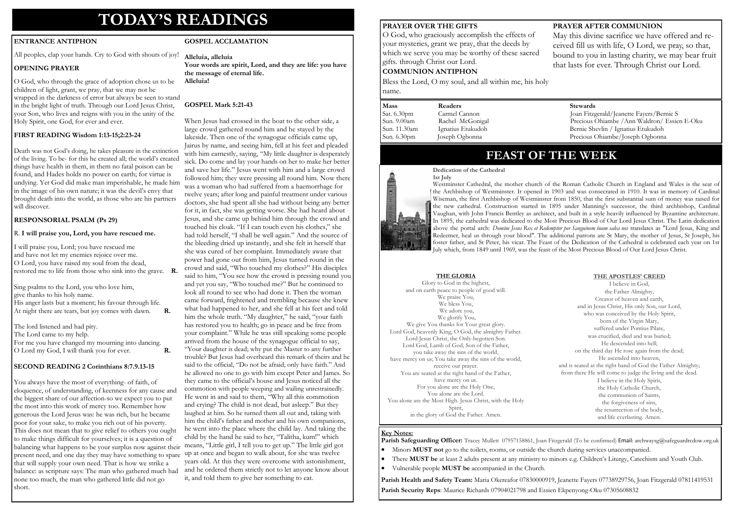# TODAY'S READINGS

### ENTRANCE ANTIPHON

All peoples, clap your hands. Cry to God with shouts of joy!

### OPENING PRAYER

O God, who through the grace of adoption chose us to be children of light, grant, we pray, that we may not be wrapped in the darkness of error but always be seen to stand in the bright light of truth. Through our Lord Jesus Christ, your Son, who lives and reigns with you in the unity of the Holy Spirit, one God, for ever and ever.

### FIRST READING Wisdom 1:13-15;2:23-24

Death was not God's doing, he takes pleasure in the extinction of the living. To be- for this he created all; the world's created things have health in them, in them no fatal poison can be found, and Hades holds no power on earth; for virtue is undying. Yet God did make man imperishable, he made him in the image of his own nature; it was the devil's envy that brought death into the world, as those who are his partners will discover.

### RESPONSORIAL PSALM (Ps 29)

R. **I will praise you, Lord, you have rescued me.**

I will praise you, Lord; you have rescued me
and have not let my enemies rejoice over me.
O Lord, you have raised my soul from the dead,
restored me to life from those who sink into the grave. **R.**

Sing psalms to the Lord, you who love him,
give thanks to his holy name.
His anger lasts but a moment; his favour through life.
At night there are tears, but joy comes with dawn. **R.**

The lord listened and had pity.
The Lord came to my help.
For me you have changed my mourning into dancing.
O Lord my God, I will thank you for ever. **R.**

### SECOND READING 2 Corinthians 8:7.9.13-15

You always have the most of everything- of faith, of eloquence, of understanding, of keenness for any cause and the biggest share of our affection-so we expect you to put the most into this work of mercy too. Remember how generous the Lord Jesus was: he was rich, but he became poor for your sake, to make you rich out of his poverty. This does not mean that to give relief to others you ought to make things difficult for yourselves; it is a question of balancing what happens to be your surplus now against their present need, and one day they may have something to spare that will supply your own need. That is how we strike a balance: as scripture says: The man who gathered much had none too much, the man who gathered little did not go short.

### GOSPEL ACCLAMATION

**Alleluia, alleluia**
**Your words are spirit, Lord, and they are life: you have the message of eternal life.**
**Alleluia!**

### GOSPEL Mark 5:21-43

When Jesus had crossed in the boat to the other side, a large crowd gathered round him and he stayed by the lakeside. Then one of the synagogue officials came up, Jairus by name, and seeing him, fell at his feet and pleaded with him earnestly, saying, "My little daughter is desperately sick. Do come and lay your hands on her to make her better and save her life." Jesus went with him and a large crowd followed him; they were pressing all round him. Now there was a woman who had suffered from a haemorrhage for twelve years; after long and painful treatment under various doctors, she had spent all she had without being any better for it, in fact, she was getting worse. She had heard about Jesus, and she came up behind him through the crowd and touched his cloak. "If I can touch even his clothes," she had told herself, "I shall be well again." And the source of the bleeding dried up instantly, and she felt in herself that she was cured of her complaint. Immediately aware that power had gone out from him, Jesus turned round in the crowd and said, "Who touched my clothes?" His disciples said to him, "You see how the crowd is pressing round you and yet you say, "Who touched me?" But he continued to look all round to see who had done it. Then the woman came forward, frightened and trembling because she knew what had happened to her, and she fell at his feet and told him the whole truth. "My daughter," he said, "your faith has restored you to health; go in peace and be free from your complaint." While he was still speaking some people arrived from the house of the synagogue official to say, "Your daughter is dead; why put the Master to any further trouble? But Jesus had overheard this remark of theirs and he said to the official, "Do not be afraid; only have faith." And he allowed no one to go with him except Peter and James. So they came to the official's house and Jesus noticed all the commotion with people weeping and wailing unrestrainedly. He went in and said to them, "Why all this commotion and crying? The child is not dead, but asleep." But they laughed at him. So he turned them all out and, taking with him the child's father and mother and his own companions, he went into the place where the child lay. And taking the child by the hand he said to her, "Talitha, kum!" which means, "Little girl, I tell you to get up." The little girl got up at once and began to walk about, for she was twelve years old. At this they were overcome with astonishment, and he ordered them strictly not to let anyone know about it, and told them to give her something to eat.

### PRAYER OVER THE GIFTS

O God, who graciously accomplish the effects of your mysteries, grant we pray, that the deeds by which we serve you may be worthy of these sacred gifts. through Christ our Lord.

### COMMUNION ANTIPHON

Bless the Lord, O my soul, and all within me, his holy name.

### PRAYER AFTER COMMUNION

May this divine sacrifice we have offered and received fill us with life, O Lord, we pray, so that, bound to you in lasting charity, we may bear fruit that lasts for ever. Through Christ our Lord.

| Mass | Readers | Stewards |
|---|---|---|
| Sat. 6.30pm | Carmel Cannon | Joan Fitzgerald/Jeanette Fayers/Bernie S |
| Sun. 9.00am | Rachel McGonigal | Precious Ohiambe /Ann Waldron/ Essien E-Oku |
| Sun. 11.30am | Ignatius Etukudoh | Bernie Shevlin / Ignatius Etukudoh |
| Sun. 6.30pm | Joseph Ogbonna | Precious Ohiambe/Joseph Ogbonna |

# FEAST OF THE WEEK

**Dedication of the Cathedral**
**1st July**

Westminster Cathedral, the mother church of the Roman Catholic Church in England and Wales is the seat of the Archbishop of Westminster. It opened in 1903 and was consecrated in 1910. It was in memory of Cardinal Wiseman, the first Archbishop of Westminster from 1850, that the first substantial sum of money was raised for the new cathedral. Construction started in 1895 under Manning's successor, the third archbishop, Cardinal Vaughan, with John Francis Bentley as architect, and built in a style heavily influenced by Byzantine architecture. In 1895, the cathedral was dedicated to the Most Precious Blood of Our Lord Jesus Christ. The Latin dedication above the portal arch: *Domine Jesus Rex et Redemptor per Sanguinem tuum salva nos* translates as "Lord Jesus, King and Redeemer, heal us through your blood". The additional patrons are St Mary, the mother of Jesus, St Joseph, his foster father, and St Peter, his vicar. The Feast of the Dedication of the Cathedral is celebrated each year on 1st July which, from 1849 until 1969, was the feast of the Most Precious Blood of Our Lord Jesus Christ.

### THE GLORIA

Glory to God in the highest,
and on earth peace to people of good will.
We praise You,
We bless You,
We adore you,
We glorify You,
We give You thanks for Your great glory.
Lord God, heavenly King, O God, the almighty Father.
Lord Jesus Christ, the Only-begotten Son.
Lord God, Lamb of God, Son of the Father,
you take away the sins of the world,
have mercy on us; You take away the sins of the world,
receive our prayer.
You are seated at the right hand of the Father,
have mercy on us.
For you alone are the Holy One,
You alone are the Lord.
You alone are the Most High. Jesus Christ, with the Holy Spirit,
in the glory of God the Father. Amen.

### THE APOSTLES' CREED

I believe in God,
the Father Almighty,
Creator of heaven and earth,
and in Jesus Christ, His only Son, our Lord,
who was conceived by the Holy Spirit,
born of the Virgin Mary,
suffered under Pontius Pilate,
was crucified, died and was buried;
He descended into hell;
on the third day He rose again from the dead;
He ascended into heaven,
and is seated at the right hand of God the Father Almighty;
from there He will come to judge the living and the dead.
I believe in the Holy Spirit,
the Holy Catholic Church,
the communion of Saints,
the forgiveness of sins,
the resurrection of the body,
and life everlasting. Amen.

### Key Notes:

**Parish Safeguarding Officer:** Tracey Mullett 07957158861, Joan Fitzgerald (To be confirmed) Email: archwaysg@safeguardrcdow.org.uk

- Minors **MUST not** go to the toilets, rooms, or outside the church during services unaccompanied.
- There **MUST be** at least 2 adults present at any ministry to minors e.g. Children's Liturgy, Catechism and Youth Club.
- Vulnerable people **MUST be** accompanied in the Church.

**Parish Health and Safety Team:** Maria Okereafor 07830000919, Jeanette Fayers 07738929756, Joan Fitzgerald 07811419531

**Parish Security Reps**: Maurice Richards 07904021798 and Essien Ekpenyong-Oku 07305608832